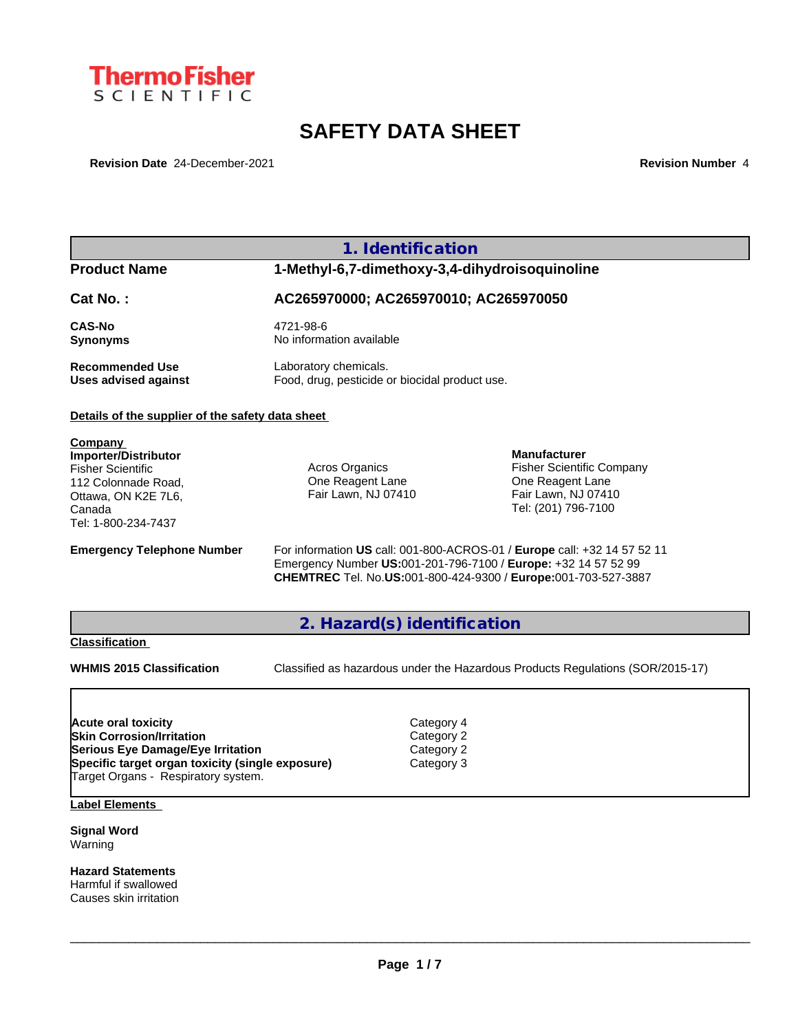ThermoFisher SCIENTIFIC

# SAFETY DATA SHEET

**Revision Date** 24-December-2021 **Revision Number** 4

## 1. Identification

**Product Name** 1-Methyl-6,7-dimethoxy-3,4-dihydroisoquinoline

**Cat No. :** AC265970000; AC265970010; AC265970050

**CAS-No** 4721-98-6
**Synonyms** No information available

**Recommended Use** Laboratory chemicals.
**Uses advised against** Food, drug, pesticide or biocidal product use.

**Details of the supplier of the safety data sheet**

**Company**
**Importer/Distributor**
Fisher Scientific
112 Colonnade Road,
Ottawa, ON K2E 7L6,
Canada
Tel: 1-800-234-7437

Acros Organics
One Reagent Lane
Fair Lawn, NJ 07410

**Manufacturer**
Fisher Scientific Company
One Reagent Lane
Fair Lawn, NJ 07410
Tel: (201) 796-7100

**Emergency Telephone Number** For information **US** call: 001-800-ACROS-01 / **Europe** call: +32 14 57 52 11
Emergency Number **US:**001-201-796-7100 / **Europe:** +32 14 57 52 99
**CHEMTREC** Tel. No.**US:**001-800-424-9300 / **Europe:**001-703-527-3887

## 2. Hazard(s) identification

**Classification**

**WHMIS 2015 Classification** Classified as hazardous under the Hazardous Products Regulations (SOR/2015-17)

| | |
|---|---|
| **Acute oral toxicity** | Category 4 |
| **Skin Corrosion/Irritation** | Category 2 |
| **Serious Eye Damage/Eye Irritation** | Category 2 |
| **Specific target organ toxicity (single exposure)** | Category 3 |
| Target Organs - Respiratory system. | |

**Label Elements**

**Signal Word**
Warning

**Hazard Statements**
Harmful if swallowed
Causes skin irritation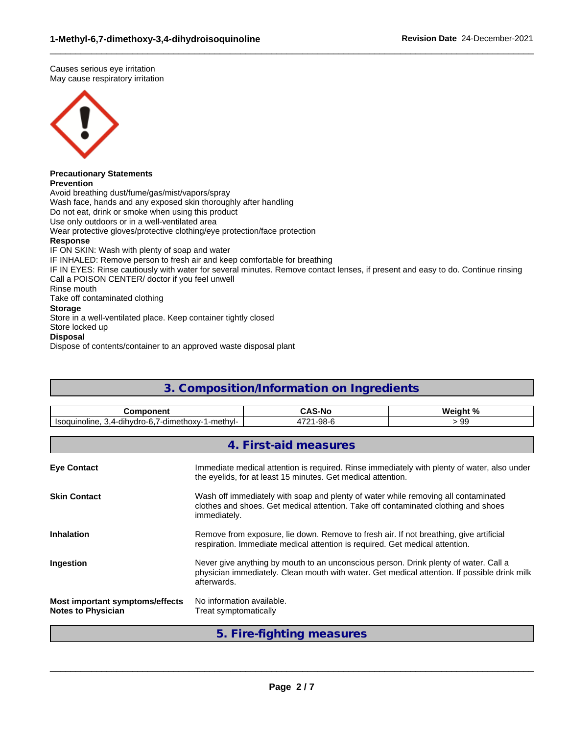Causes serious eye irritation
May cause respiratory irritation

**Precautionary Statements**
**Prevention**
Avoid breathing dust/fume/gas/mist/vapors/spray
Wash face, hands and any exposed skin thoroughly after handling
Do not eat, drink or smoke when using this product
Use only outdoors or in a well-ventilated area
Wear protective gloves/protective clothing/eye protection/face protection
**Response**
IF ON SKIN: Wash with plenty of soap and water
IF INHALED: Remove person to fresh air and keep comfortable for breathing
IF IN EYES: Rinse cautiously with water for several minutes. Remove contact lenses, if present and easy to do. Continue rinsing
Call a POISON CENTER/ doctor if you feel unwell
Rinse mouth
Take off contaminated clothing
**Storage**
Store in a well-ventilated place. Keep container tightly closed
Store locked up
**Disposal**
Dispose of contents/container to an approved waste disposal plant

## 3. Composition/Information on Ingredients

| Component | CAS-No | Weight % |
|---|---|---|
| Isoquinoline, 3,4-dihydro-6,7-dimethoxy-1-methyl- | 4721-98-6 | > 99 |

## 4. First-aid measures

**Eye Contact**
Immediate medical attention is required. Rinse immediately with plenty of water, also under the eyelids, for at least 15 minutes. Get medical attention.

**Skin Contact**
Wash off immediately with soap and plenty of water while removing all contaminated clothes and shoes. Get medical attention. Take off contaminated clothing and shoes immediately.

**Inhalation**
Remove from exposure, lie down. Remove to fresh air. If not breathing, give artificial respiration. Immediate medical attention is required. Get medical attention.

**Ingestion**
Never give anything by mouth to an unconscious person. Drink plenty of water. Call a physician immediately. Clean mouth with water. Get medical attention. If possible drink milk afterwards.

**Most important symptoms/effects**
No information available.

**Notes to Physician**
Treat symptomatically

## 5. Fire-fighting measures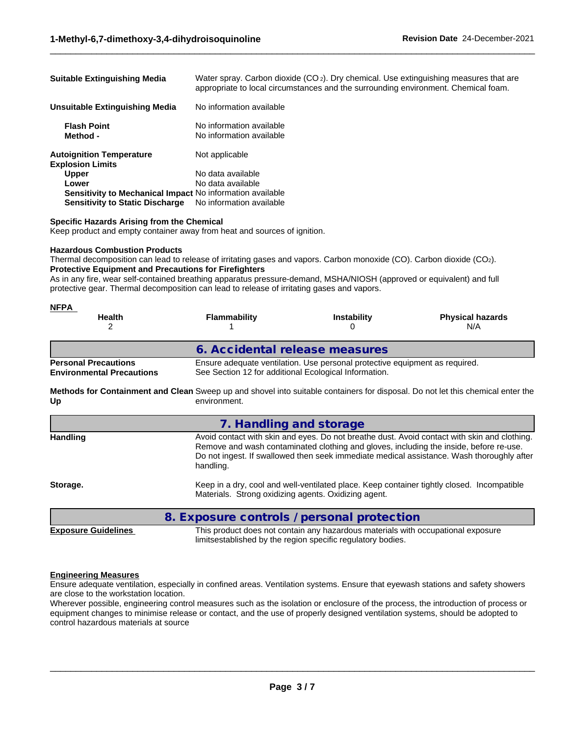| | |
|---|---|
| **Suitable Extinguishing Media** | Water spray. Carbon dioxide ($CO_2$). Dry chemical. Use extinguishing measures that are appropriate to local circumstances and the surrounding environment. Chemical foam. |
| **Unsuitable Extinguishing Media** | No information available |
| **Flash Point** | No information available |
| **Method -** | No information available |
| **Autoignition Temperature** | Not applicable |
| **Explosion Limits** | |
| **Upper** | No data available |
| **Lower** | No data available |
| **Sensitivity to Mechanical Impact** | No information available |
| **Sensitivity to Static Discharge** | No information available |

**Specific Hazards Arising from the Chemical**
Keep product and empty container away from heat and sources of ignition.

**Hazardous Combustion Products**
Thermal decomposition can lead to release of irritating gases and vapors. Carbon monoxide (CO). Carbon dioxide ($CO_2$).

**Protective Equipment and Precautions for Firefighters**
As in any fire, wear self-contained breathing apparatus pressure-demand, MSHA/NIOSH (approved or equivalent) and full protective gear. Thermal decomposition can lead to release of irritating gases and vapors.

**NFPA**

| Health | Flammability | Instability | Physical hazards |
|---|---|---|---|
| 2 | 1 | 0 | N/A |

## 6. Accidental release measures

| | |
|---|---|
| **Personal Precautions** | Ensure adequate ventilation. Use personal protective equipment as required. |
| **Environmental Precautions** | See Section 12 for additional Ecological Information. |
| **Methods for Containment and Clean Up** | Sweep up and shovel into suitable containers for disposal. Do not let this chemical enter the environment. |

## 7. Handling and storage

| | |
|---|---|
| **Handling** | Avoid contact with skin and eyes. Do not breathe dust. Avoid contact with skin and clothing. Remove and wash contaminated clothing and gloves, including the inside, before re-use. Do not ingest. If swallowed then seek immediate medical assistance. Wash thoroughly after handling. |
| **Storage.** | Keep in a dry, cool and well-ventilated place. Keep container tightly closed. Incompatible Materials. Strong oxidizing agents. Oxidizing agent. |

## 8. Exposure controls / personal protection

| | |
|---|---|
| **Exposure Guidelines** | This product does not contain any hazardous materials with occupational exposure limitsestablished by the region specific regulatory bodies. |

**Engineering Measures**
Ensure adequate ventilation, especially in confined areas. Ventilation systems. Ensure that eyewash stations and safety showers are close to the workstation location.
Wherever possible, engineering control measures such as the isolation or enclosure of the process, the introduction of process or equipment changes to minimise release or contact, and the use of properly designed ventilation systems, should be adopted to control hazardous materials at source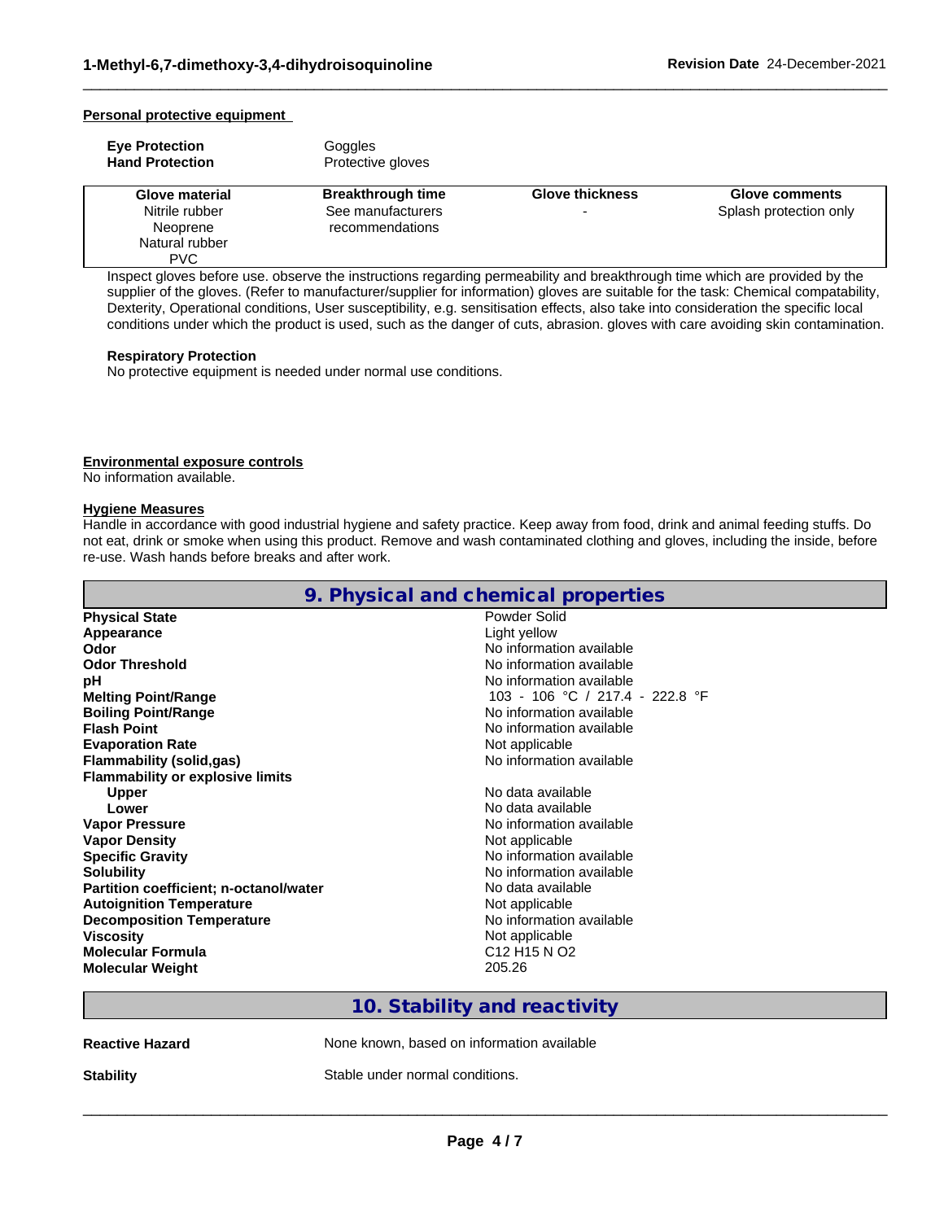#### Personal protective equipment

**Eye Protection** Goggles
**Hand Protection** Protective gloves

| Glove material | Breakthrough time | Glove thickness | Glove comments |
|---|---|---|---|
| Nitrile rubber<br>Neoprene<br>Natural rubber<br>PVC | See manufacturers recommendations | - | Splash protection only |

Inspect gloves before use. observe the instructions regarding permeability and breakthrough time which are provided by the supplier of the gloves. (Refer to manufacturer/supplier for information) gloves are suitable for the task: Chemical compatability, Dexterity, Operational conditions, User susceptibility, e.g. sensitisation effects, also take into consideration the specific local conditions under which the product is used, such as the danger of cuts, abrasion. gloves with care avoiding skin contamination.

**Respiratory Protection**
No protective equipment is needed under normal use conditions.

#### Environmental exposure controls
No information available.

#### Hygiene Measures
Handle in accordance with good industrial hygiene and safety practice. Keep away from food, drink and animal feeding stuffs. Do not eat, drink or smoke when using this product. Remove and wash contaminated clothing and gloves, including the inside, before re-use. Wash hands before breaks and after work.

## 9. Physical and chemical properties

| | |
|---|---|
| **Physical State** | Powder Solid |
| **Appearance** | Light yellow |
| **Odor** | No information available |
| **Odor Threshold** | No information available |
| **pH** | No information available |
| **Melting Point/Range** | 103 - 106 °C / 217.4 - 222.8 °F |
| **Boiling Point/Range** | No information available |
| **Flash Point** | No information available |
| **Evaporation Rate** | Not applicable |
| **Flammability (solid,gas)** | No information available |
| **Flammability or explosive limits** | |
| **Upper** | No data available |
| **Lower** | No data available |
| **Vapor Pressure** | No information available |
| **Vapor Density** | Not applicable |
| **Specific Gravity** | No information available |
| **Solubility** | No information available |
| **Partition coefficient; n-octanol/water** | No data available |
| **Autoignition Temperature** | Not applicable |
| **Decomposition Temperature** | No information available |
| **Viscosity** | Not applicable |
| **Molecular Formula** | $C_{12}H_{15}NO_2$ |
| **Molecular Weight** | 205.26 |

## 10. Stability and reactivity

**Reactive Hazard** None known, based on information available

**Stability** Stable under normal conditions.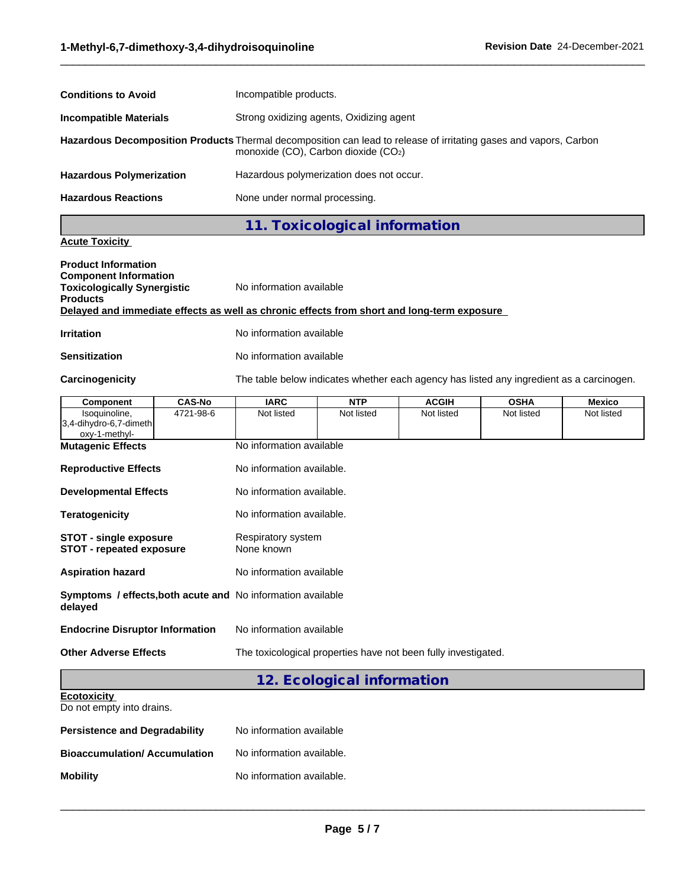**Conditions to Avoid** Incompatible products.

**Incompatible Materials** Strong oxidizing agents, Oxidizing agent

**Hazardous Decomposition Products** Thermal decomposition can lead to release of irritating gases and vapors, Carbon monoxide (CO), Carbon dioxide ($CO_2$)

**Hazardous Polymerization** Hazardous polymerization does not occur.

**Hazardous Reactions** None under normal processing.

## 11. Toxicological information

**Acute Toxicity**

**Product Information**
**Component Information**
**Toxicologically Synergistic Products** No information available

**Delayed and immediate effects as well as chronic effects from short and long-term exposure**

**Irritation** No information available

**Sensitization** No information available

**Carcinogenicity** The table below indicates whether each agency has listed any ingredient as a carcinogen.

| Component | CAS-No | IARC | NTP | ACGIH | OSHA | Mexico |
|---|---|---|---|---|---|---|
| Isoquinoline, 3,4-dihydro-6,7-dimethoxy-1-methyl- | 4721-98-6 | Not listed | Not listed | Not listed | Not listed | Not listed |

**Mutagenic Effects** No information available

**Reproductive Effects** No information available.

**Developmental Effects** No information available.

**Teratogenicity** No information available.

**STOT - single exposure** Respiratory system
**STOT - repeated exposure** None known

**Aspiration hazard** No information available

**Symptoms / effects,both acute and delayed** No information available

**Endocrine Disruptor Information** No information available

**Other Adverse Effects** The toxicological properties have not been fully investigated.

## 12. Ecological information

**Ecotoxicity**
Do not empty into drains.

**Persistence and Degradability** No information available

**Bioaccumulation/ Accumulation** No information available.

**Mobility** No information available.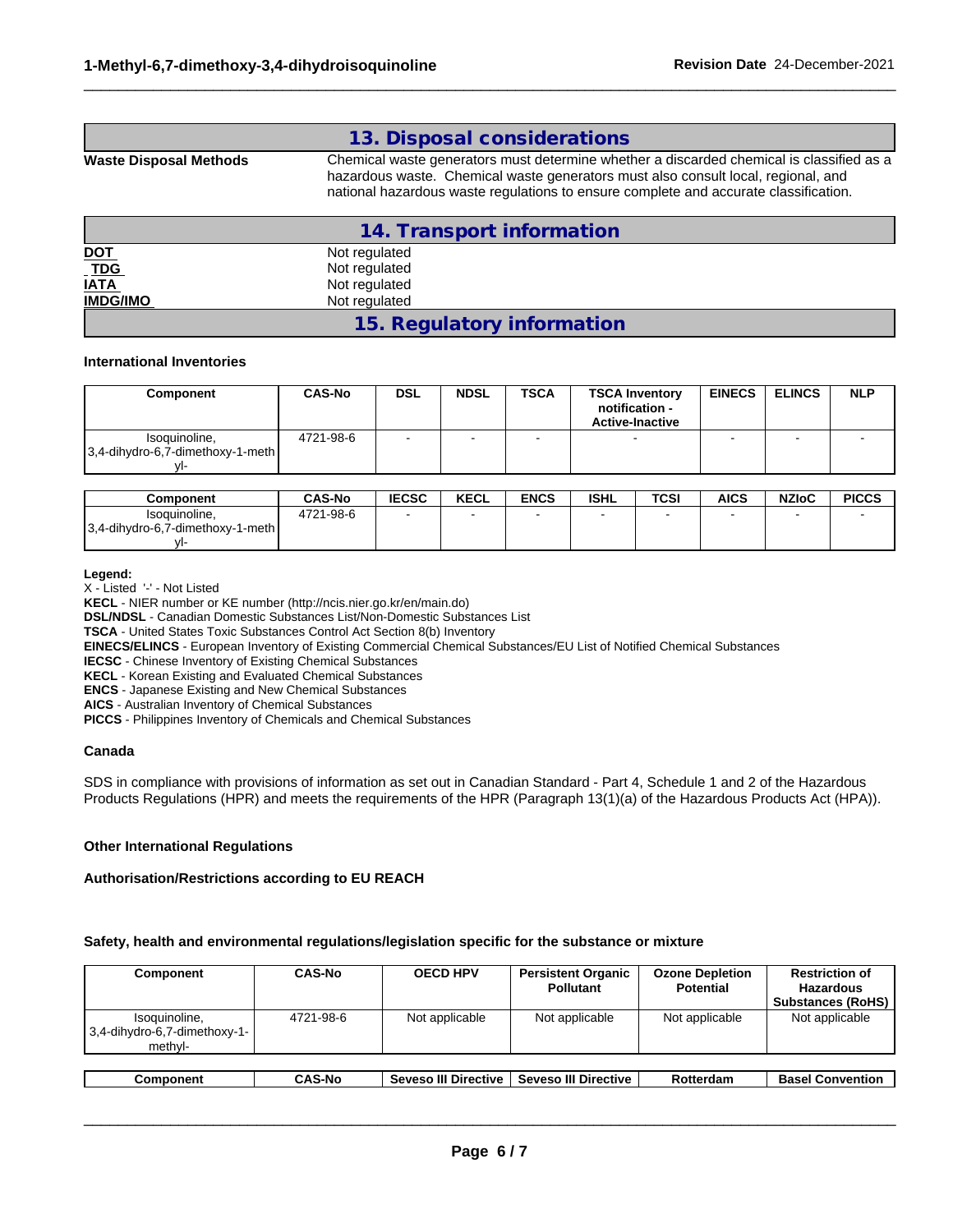## 13. Disposal considerations

**Waste Disposal Methods** Chemical waste generators must determine whether a discarded chemical is classified as a hazardous waste. Chemical waste generators must also consult local, regional, and national hazardous waste regulations to ensure complete and accurate classification.

## 14. Transport information

| | |
|---|---|
| **DOT** | Not regulated |
| **TDG** | Not regulated |
| **IATA** | Not regulated |
| **IMDG/IMO** | Not regulated |

## 15. Regulatory information

**International Inventories**

| Component | CAS-No | DSL | NDSL | TSCA | TSCA Inventory notification - Active-Inactive | EINECS | ELINCS | NLP |
|---|---|---|---|---|---|---|---|---|
| Isoquinoline, 3,4-dihydro-6,7-dimethoxy-1-methyl- | 4721-98-6 | - | - | - | - | - | - | - |

| Component | CAS-No | IECSC | KECL | ENCS | ISHL | TCSI | AICS | NZIoC | PICCS |
|---|---|---|---|---|---|---|---|---|---|
| Isoquinoline, 3,4-dihydro-6,7-dimethoxy-1-methyl- | 4721-98-6 | - | - | - | - | - | - | - | - |

**Legend:**
X - Listed '-' - Not Listed
**KECL** - NIER number or KE number (http://ncis.nier.go.kr/en/main.do)
**DSL/NDSL** - Canadian Domestic Substances List/Non-Domestic Substances List
**TSCA** - United States Toxic Substances Control Act Section 8(b) Inventory
**EINECS/ELINCS** - European Inventory of Existing Commercial Chemical Substances/EU List of Notified Chemical Substances
**IECSC** - Chinese Inventory of Existing Chemical Substances
**KECL** - Korean Existing and Evaluated Chemical Substances
**ENCS** - Japanese Existing and New Chemical Substances
**AICS** - Australian Inventory of Chemical Substances
**PICCS** - Philippines Inventory of Chemicals and Chemical Substances

**Canada**

SDS in compliance with provisions of information as set out in Canadian Standard - Part 4, Schedule 1 and 2 of the Hazardous Products Regulations (HPR) and meets the requirements of the HPR (Paragraph 13(1)(a) of the Hazardous Products Act (HPA)).

**Other International Regulations**

**Authorisation/Restrictions according to EU REACH**

**Safety, health and environmental regulations/legislation specific for the substance or mixture**

| Component | CAS-No | OECD HPV | Persistent Organic Pollutant | Ozone Depletion Potential | Restriction of Hazardous Substances (RoHS) |
|---|---|---|---|---|---|
| Isoquinoline, 3,4-dihydro-6,7-dimethoxy-1-methyl- | 4721-98-6 | Not applicable | Not applicable | Not applicable | Not applicable |

| Component | CAS-No | Seveso III Directive | Seveso III Directive | Rotterdam | Basel Convention |
|---|---|---|---|---|---|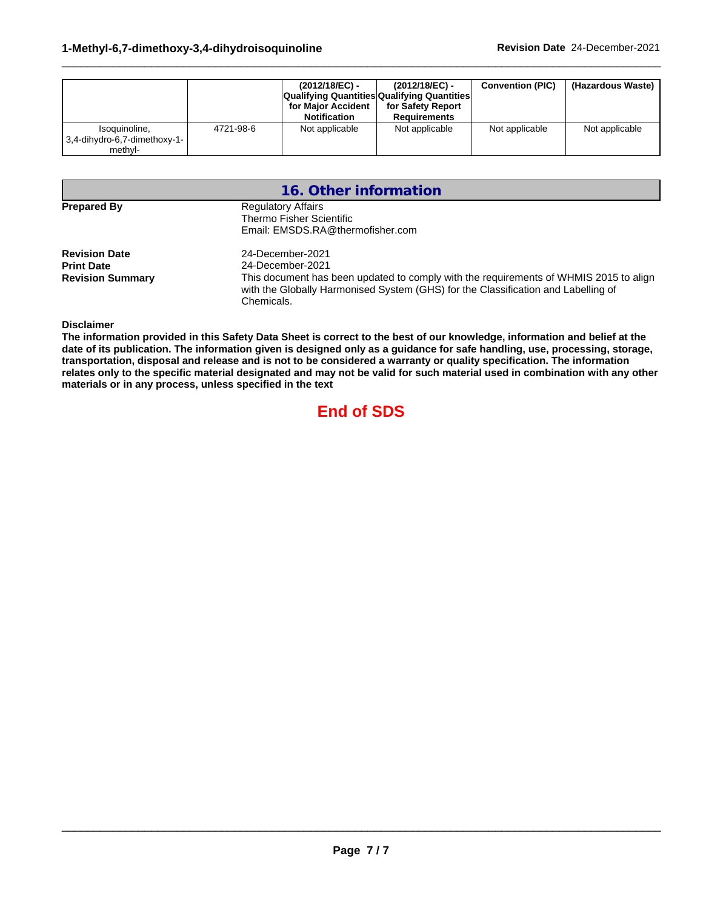| | | (2012/18/EC) - Qualifying Quantities for Major Accident Notification | (2012/18/EC) - Qualifying Quantities for Safety Report Requirements | Convention (PIC) | (Hazardous Waste) |
|---|---|---|---|---|---|
| Isoquinoline, 3,4-dihydro-6,7-dimethoxy-1-methyl- | 4721-98-6 | Not applicable | Not applicable | Not applicable | Not applicable |

## 16. Other information

**Prepared By** Regulatory Affairs
Thermo Fisher Scientific
Email: EMSDS.RA@thermofisher.com

**Revision Date** 24-December-2021
**Print Date** 24-December-2021
**Revision Summary** This document has been updated to comply with the requirements of WHMIS 2015 to align with the Globally Harmonised System (GHS) for the Classification and Labelling of Chemicals.

**Disclaimer**
**The information provided in this Safety Data Sheet is correct to the best of our knowledge, information and belief at the date of its publication. The information given is designed only as a guidance for safe handling, use, processing, storage, transportation, disposal and release and is not to be considered a warranty or quality specification. The information relates only to the specific material designated and may not be valid for such material used in combination with any other materials or in any process, unless specified in the text**

**End of SDS**